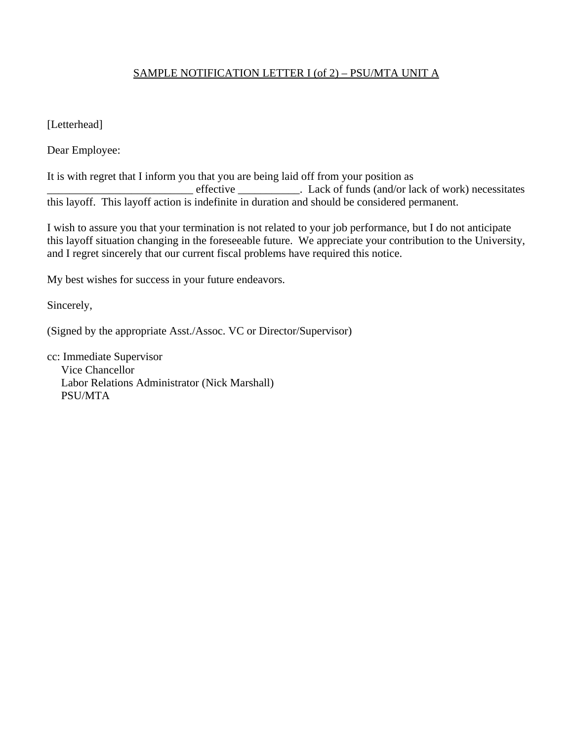SAMPLE NOTIFICATION LETTER I (of 2) – PSU/MTA UNIT A

[Letterhead]

Dear Employee:

It is with regret that I inform you that you are being laid off from your position as _________________________ effective ___________. Lack of funds (and/or lack of work) necessitates this layoff. This layoff action is indefinite in duration and should be considered permanent.

I wish to assure you that your termination is not related to your job performance, but I do not anticipate this layoff situation changing in the foreseeable future. We appreciate your contribution to the University, and I regret sincerely that our current fiscal problems have required this notice.

My best wishes for success in your future endeavors.

Sincerely,

(Signed by the appropriate Asst./Assoc. VC or Director/Supervisor)

cc: Immediate Supervisor
    Vice Chancellor
    Labor Relations Administrator (Nick Marshall)
    PSU/MTA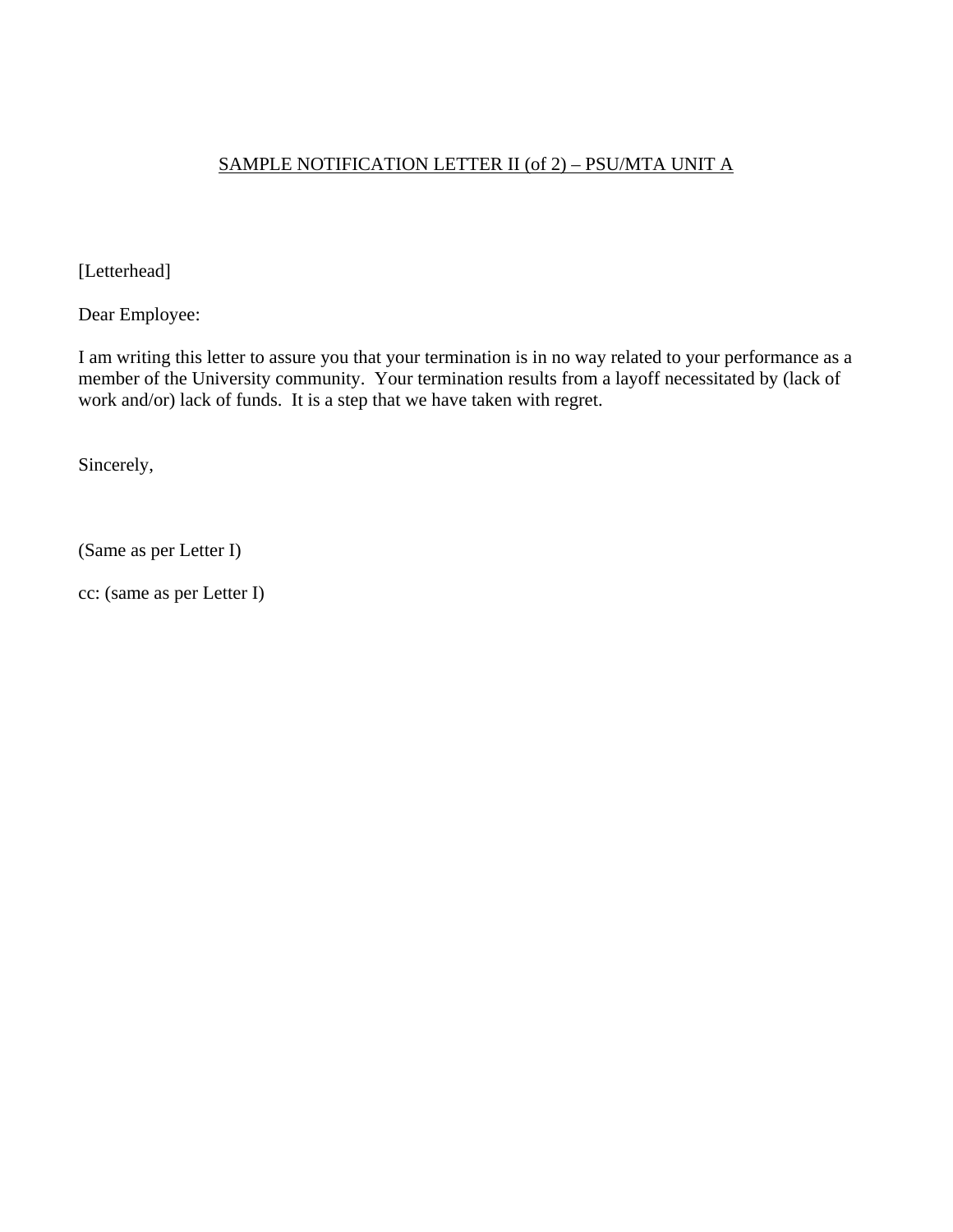<u>SAMPLE NOTIFICATION LETTER II (of 2) – PSU/MTA UNIT A</u>

[Letterhead]

Dear Employee:

I am writing this letter to assure you that your termination is in no way related to your performance as a member of the University community.  Your termination results from a layoff necessitated by (lack of work and/or) lack of funds.  It is a step that we have taken with regret.

Sincerely,

(Same as per Letter I)

cc: (same as per Letter I)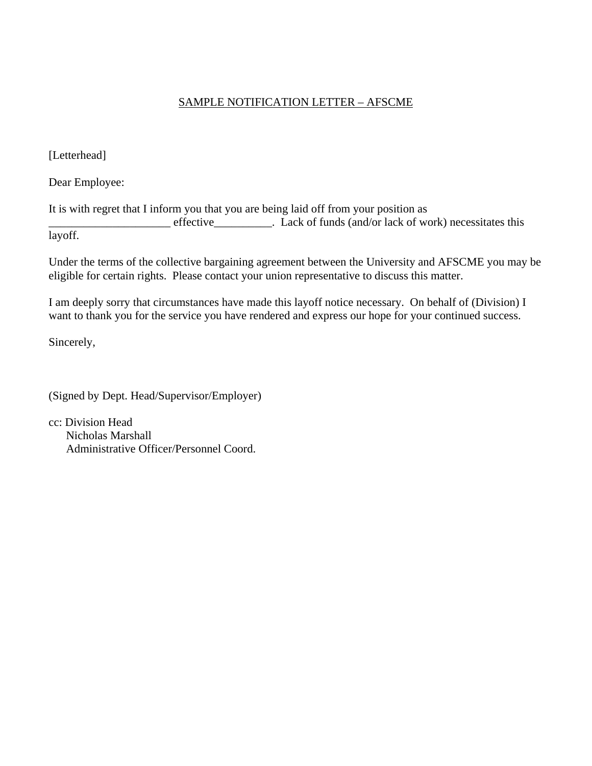SAMPLE NOTIFICATION LETTER – AFSCME

[Letterhead]

Dear Employee:

It is with regret that I inform you that you are being laid off from your position as _____________________ effective__________. Lack of funds (and/or lack of work) necessitates this layoff.

Under the terms of the collective bargaining agreement between the University and AFSCME you may be eligible for certain rights. Please contact your union representative to discuss this matter.

I am deeply sorry that circumstances have made this layoff notice necessary. On behalf of (Division) I want to thank you for the service you have rendered and express our hope for your continued success.

Sincerely,

(Signed by Dept. Head/Supervisor/Employer)

cc: Division Head
Nicholas Marshall
Administrative Officer/Personnel Coord.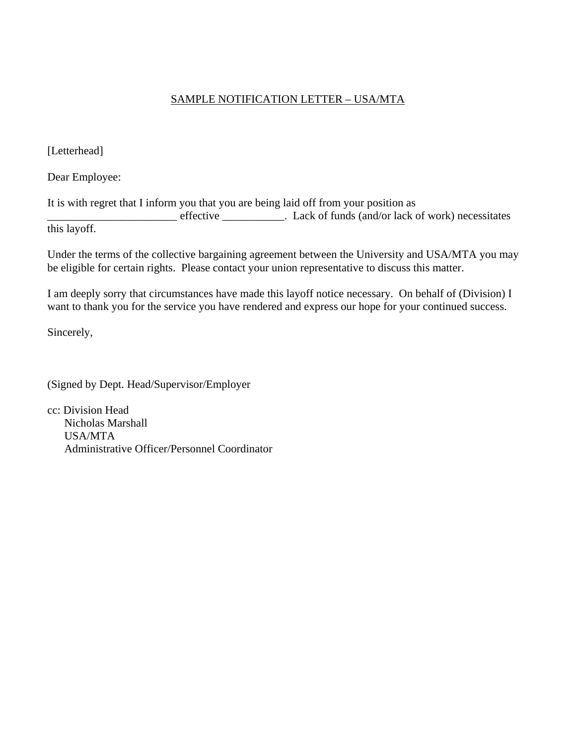SAMPLE NOTIFICATION LETTER – USA/MTA

[Letterhead]

Dear Employee:

It is with regret that I inform you that you are being laid off from your position as _______________________ effective ___________. Lack of funds (and/or lack of work) necessitates this layoff.

Under the terms of the collective bargaining agreement between the University and USA/MTA you may be eligible for certain rights. Please contact your union representative to discuss this matter.

I am deeply sorry that circumstances have made this layoff notice necessary. On behalf of (Division) I want to thank you for the service you have rendered and express our hope for your continued success.

Sincerely,

(Signed by Dept. Head/Supervisor/Employer

cc: Division Head
Nicholas Marshall
USA/MTA
Administrative Officer/Personnel Coordinator